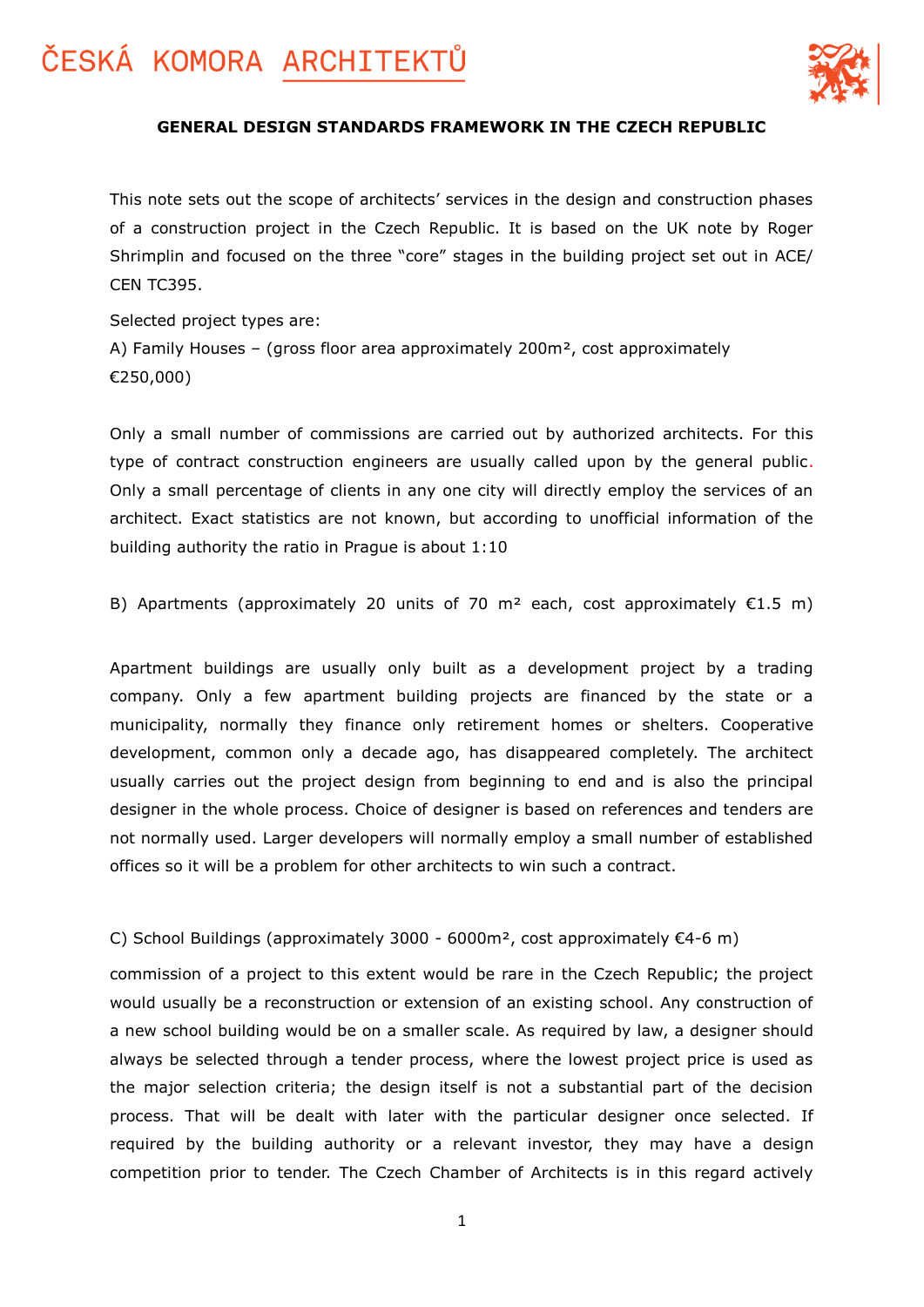# GENERAL DESIGN STANDARDS FRAMEWORK IN THE CZECH REPUBLIC

This note sets out the scope of architects' services in the design and construction phases of a construction project in the Czech Republic. It is based on the UK note by Roger Shrimplin and focused on the three "core" stages in the building project set out in ACE/ CEN TC395.

Selected project types are:

A) Family Houses – (gross floor area approximately 200m², cost approximately €250,000)

Only a small number of commissions are carried out by authorized architects. For this type of contract construction engineers are usually called upon by the general public. Only a small percentage of clients in any one city will directly employ the services of an architect. Exact statistics are not known, but according to unofficial information of the building authority the ratio in Prague is about 1:10

B) Apartments (approximately 20 units of 70 m² each, cost approximately €1.5 m)

Apartment buildings are usually only built as a development project by a trading company. Only a few apartment building projects are financed by the state or a municipality, normally they finance only retirement homes or shelters. Cooperative development, common only a decade ago, has disappeared completely. The architect usually carries out the project design from beginning to end and is also the principal designer in the whole process. Choice of designer is based on references and tenders are not normally used. Larger developers will normally employ a small number of established offices so it will be a problem for other architects to win such a contract.

C) School Buildings (approximately 3000 - 6000m², cost approximately €4-6 m)

commission of a project to this extent would be rare in the Czech Republic; the project would usually be a reconstruction or extension of an existing school. Any construction of a new school building would be on a smaller scale. As required by law, a designer should always be selected through a tender process, where the lowest project price is used as the major selection criteria; the design itself is not a substantial part of the decision process. That will be dealt with later with the particular designer once selected. If required by the building authority or a relevant investor, they may have a design competition prior to tender. The Czech Chamber of Architects is in this regard actively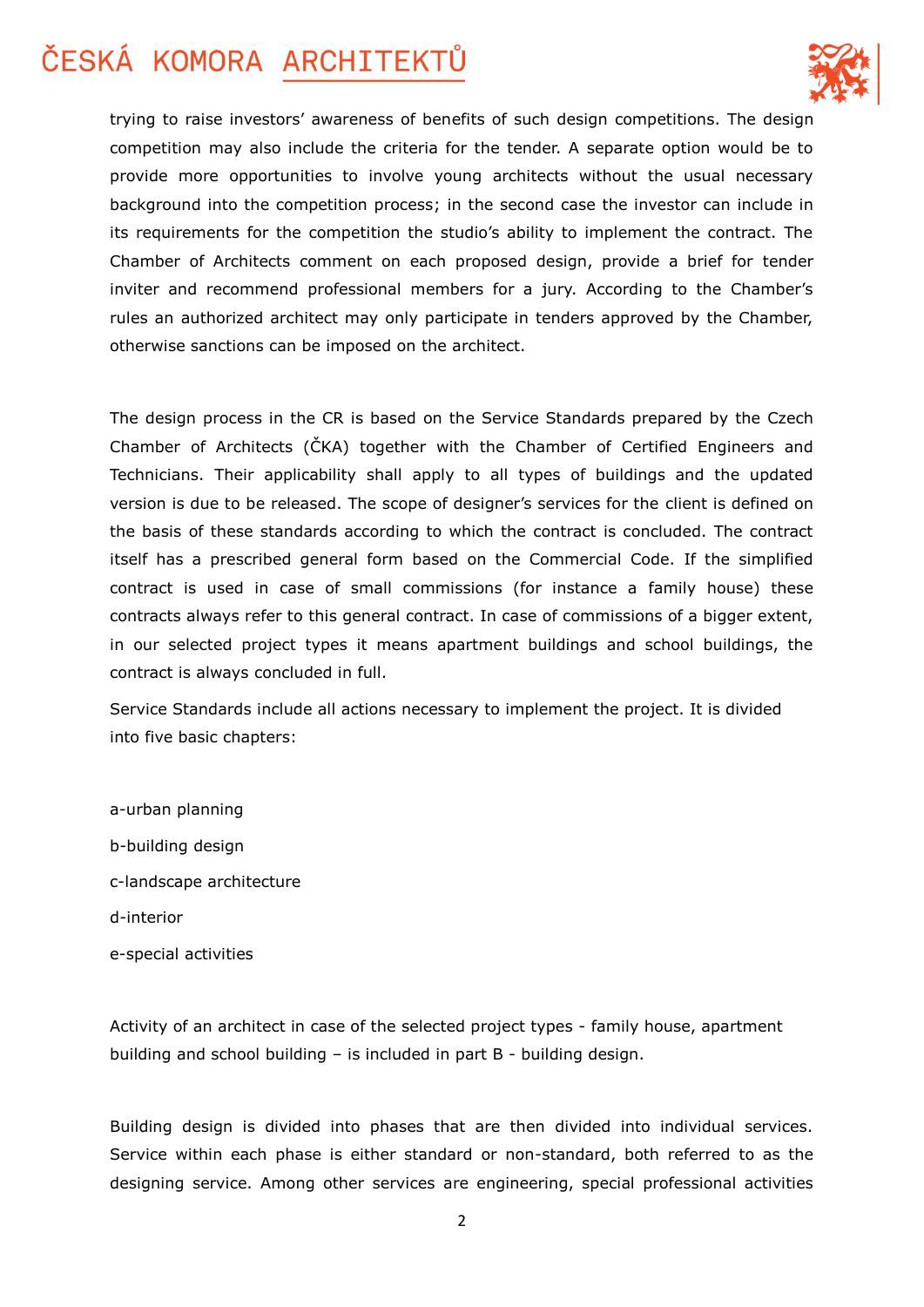trying to raise investors' awareness of benefits of such design competitions. The design competition may also include the criteria for the tender. A separate option would be to provide more opportunities to involve young architects without the usual necessary background into the competition process; in the second case the investor can include in its requirements for the competition the studio's ability to implement the contract. The Chamber of Architects comment on each proposed design, provide a brief for tender inviter and recommend professional members for a jury. According to the Chamber's rules an authorized architect may only participate in tenders approved by the Chamber, otherwise sanctions can be imposed on the architect.

The design process in the CR is based on the Service Standards prepared by the Czech Chamber of Architects (ČKA) together with the Chamber of Certified Engineers and Technicians. Their applicability shall apply to all types of buildings and the updated version is due to be released. The scope of designer's services for the client is defined on the basis of these standards according to which the contract is concluded. The contract itself has a prescribed general form based on the Commercial Code. If the simplified contract is used in case of small commissions (for instance a family house) these contracts always refer to this general contract. In case of commissions of a bigger extent, in our selected project types it means apartment buildings and school buildings, the contract is always concluded in full.

Service Standards include all actions necessary to implement the project. It is divided into five basic chapters:

a-urban planning

b-building design

c-landscape architecture

d-interior

e-special activities

Activity of an architect in case of the selected project types - family house, apartment building and school building – is included in part B - building design.

Building design is divided into phases that are then divided into individual services. Service within each phase is either standard or non-standard, both referred to as the designing service. Among other services are engineering, special professional activities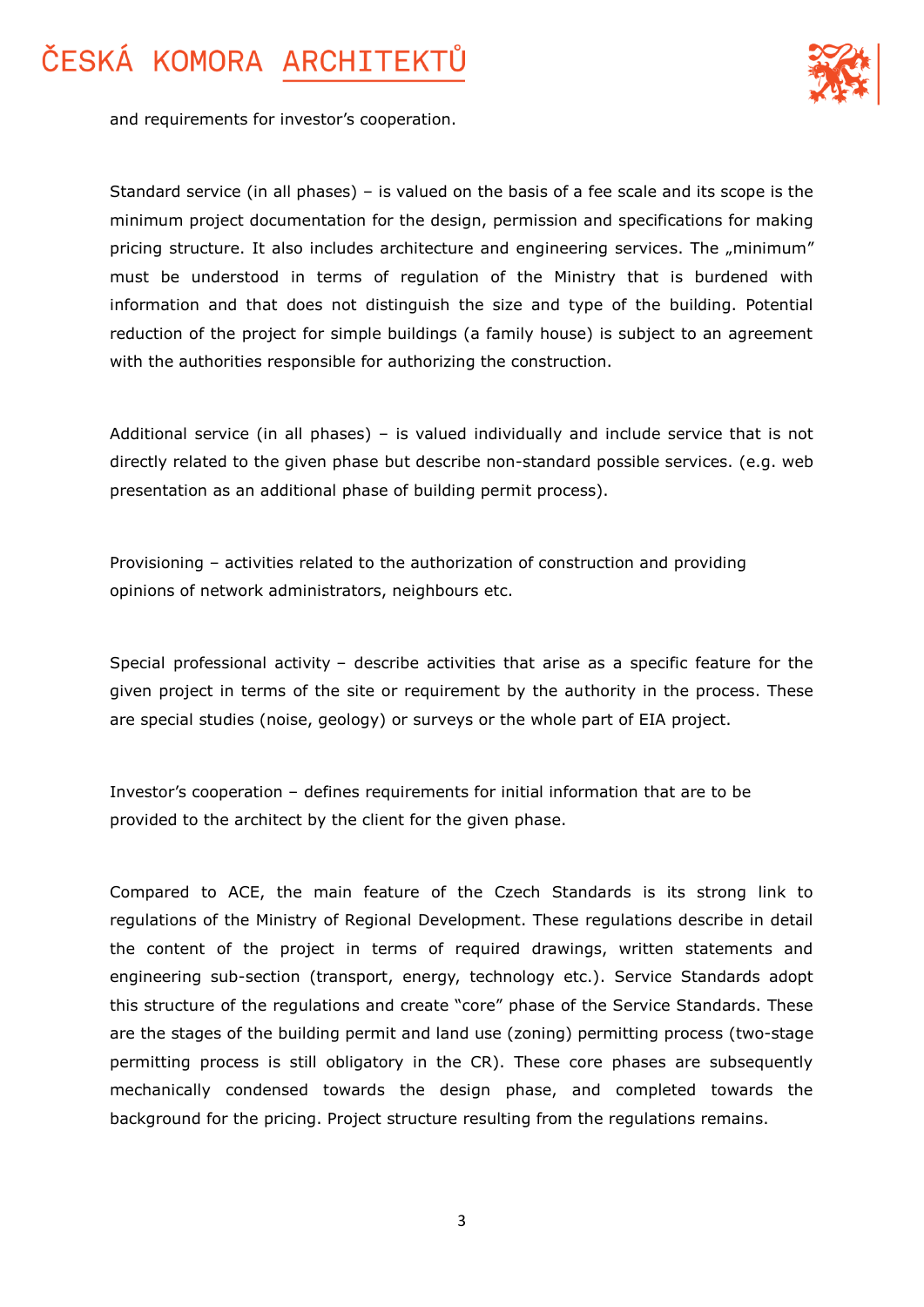and requirements for investor’s cooperation.

Standard service (in all phases) – is valued on the basis of a fee scale and its scope is the minimum project documentation for the design, permission and specifications for making pricing structure. It also includes architecture and engineering services. The „minimum” must be understood in terms of regulation of the Ministry that is burdened with information and that does not distinguish the size and type of the building. Potential reduction of the project for simple buildings (a family house) is subject to an agreement with the authorities responsible for authorizing the construction.

Additional service (in all phases) – is valued individually and include service that is not directly related to the given phase but describe non-standard possible services. (e.g. web presentation as an additional phase of building permit process).

Provisioning – activities related to the authorization of construction and providing opinions of network administrators, neighbours etc.

Special professional activity – describe activities that arise as a specific feature for the given project in terms of the site or requirement by the authority in the process. These are special studies (noise, geology) or surveys or the whole part of EIA project.

Investor’s cooperation – defines requirements for initial information that are to be provided to the architect by the client for the given phase.

Compared to ACE, the main feature of the Czech Standards is its strong link to regulations of the Ministry of Regional Development. These regulations describe in detail the content of the project in terms of required drawings, written statements and engineering sub-section (transport, energy, technology etc.). Service Standards adopt this structure of the regulations and create “core” phase of the Service Standards. These are the stages of the building permit and land use (zoning) permitting process (two-stage permitting process is still obligatory in the CR). These core phases are subsequently mechanically condensed towards the design phase, and completed towards the background for the pricing. Project structure resulting from the regulations remains.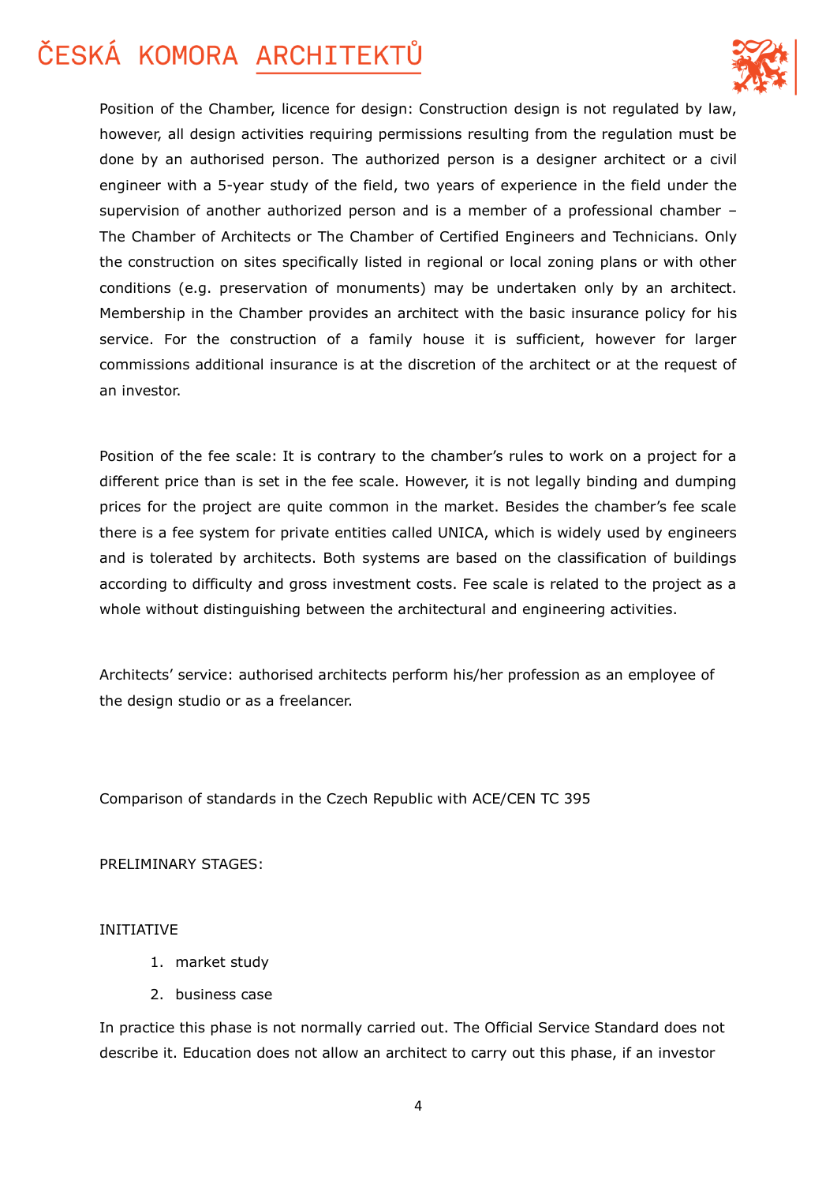Position of the Chamber, licence for design: Construction design is not regulated by law, however, all design activities requiring permissions resulting from the regulation must be done by an authorised person. The authorized person is a designer architect or a civil engineer with a 5-year study of the field, two years of experience in the field under the supervision of another authorized person and is a member of a professional chamber – The Chamber of Architects or The Chamber of Certified Engineers and Technicians. Only the construction on sites specifically listed in regional or local zoning plans or with other conditions (e.g. preservation of monuments) may be undertaken only by an architect. Membership in the Chamber provides an architect with the basic insurance policy for his service. For the construction of a family house it is sufficient, however for larger commissions additional insurance is at the discretion of the architect or at the request of an investor.

Position of the fee scale: It is contrary to the chamber's rules to work on a project for a different price than is set in the fee scale. However, it is not legally binding and dumping prices for the project are quite common in the market. Besides the chamber's fee scale there is a fee system for private entities called UNICA, which is widely used by engineers and is tolerated by architects. Both systems are based on the classification of buildings according to difficulty and gross investment costs. Fee scale is related to the project as a whole without distinguishing between the architectural and engineering activities.

Architects' service: authorised architects perform his/her profession as an employee of the design studio or as a freelancer.

Comparison of standards in the Czech Republic with ACE/CEN TC 395

PRELIMINARY STAGES:

INITIATIVE

1. market study
2. business case

In practice this phase is not normally carried out. The Official Service Standard does not describe it. Education does not allow an architect to carry out this phase, if an investor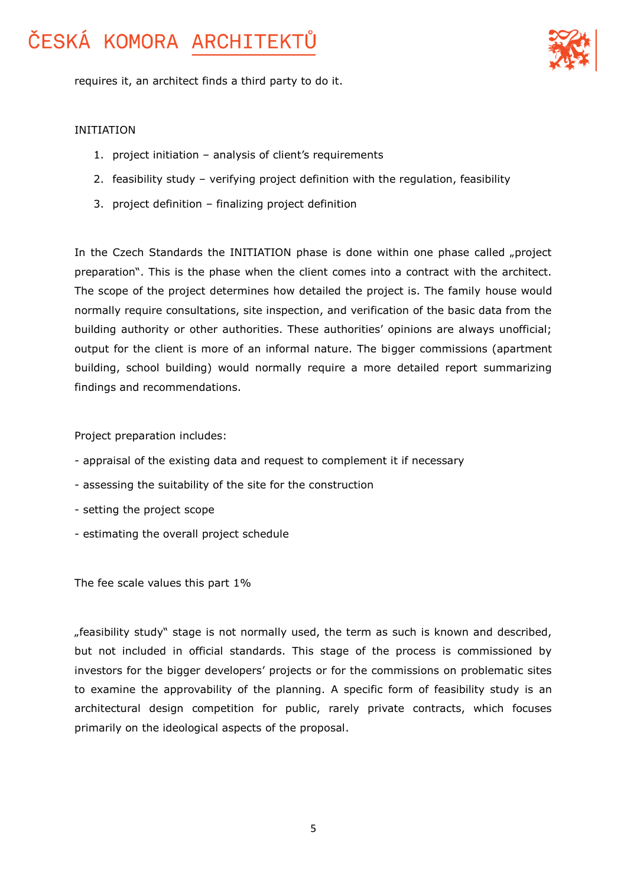requires it, an architect finds a third party to do it.

INITIATION

1. project initiation – analysis of client's requirements
2. feasibility study – verifying project definition with the regulation, feasibility
3. project definition – finalizing project definition

In the Czech Standards the INITIATION phase is done within one phase called „project preparation". This is the phase when the client comes into a contract with the architect. The scope of the project determines how detailed the project is. The family house would normally require consultations, site inspection, and verification of the basic data from the building authority or other authorities. These authorities' opinions are always unofficial; output for the client is more of an informal nature. The bigger commissions (apartment building, school building) would normally require a more detailed report summarizing findings and recommendations.

Project preparation includes:

- appraisal of the existing data and request to complement it if necessary
- assessing the suitability of the site for the construction
- setting the project scope
- estimating the overall project schedule

The fee scale values this part 1%

„feasibility study" stage is not normally used, the term as such is known and described, but not included in official standards. This stage of the process is commissioned by investors for the bigger developers' projects or for the commissions on problematic sites to examine the approvability of the planning. A specific form of feasibility study is an architectural design competition for public, rarely private contracts, which focuses primarily on the ideological aspects of the proposal.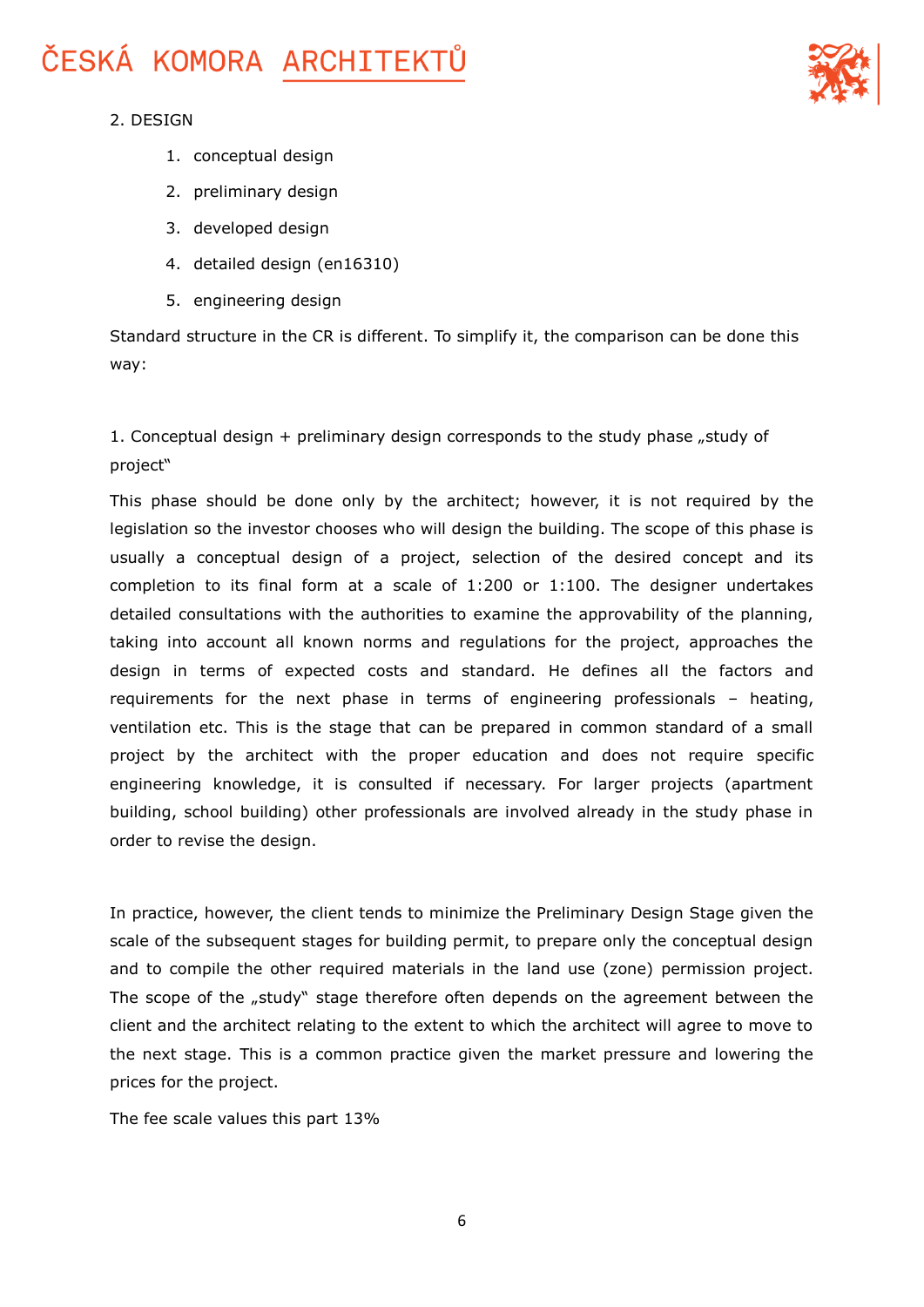2. DESIGN

1. conceptual design
2. preliminary design
3. developed design
4. detailed design (en16310)
5. engineering design

Standard structure in the CR is different. To simplify it, the comparison can be done this way:

1. Conceptual design + preliminary design corresponds to the study phase „study of project"

This phase should be done only by the architect; however, it is not required by the legislation so the investor chooses who will design the building. The scope of this phase is usually a conceptual design of a project, selection of the desired concept and its completion to its final form at a scale of 1:200 or 1:100. The designer undertakes detailed consultations with the authorities to examine the approvability of the planning, taking into account all known norms and regulations for the project, approaches the design in terms of expected costs and standard. He defines all the factors and requirements for the next phase in terms of engineering professionals – heating, ventilation etc. This is the stage that can be prepared in common standard of a small project by the architect with the proper education and does not require specific engineering knowledge, it is consulted if necessary. For larger projects (apartment building, school building) other professionals are involved already in the study phase in order to revise the design.

In practice, however, the client tends to minimize the Preliminary Design Stage given the scale of the subsequent stages for building permit, to prepare only the conceptual design and to compile the other required materials in the land use (zone) permission project. The scope of the „study" stage therefore often depends on the agreement between the client and the architect relating to the extent to which the architect will agree to move to the next stage. This is a common practice given the market pressure and lowering the prices for the project.

The fee scale values this part 13%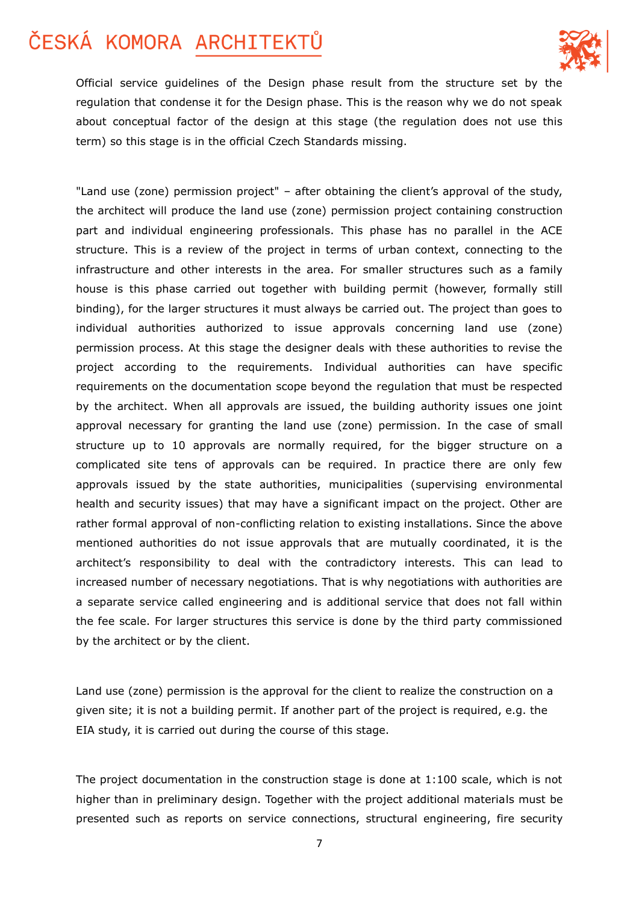Official service guidelines of the Design phase result from the structure set by the regulation that condense it for the Design phase. This is the reason why we do not speak about conceptual factor of the design at this stage (the regulation does not use this term) so this stage is in the official Czech Standards missing.

"Land use (zone) permission project" – after obtaining the client's approval of the study, the architect will produce the land use (zone) permission project containing construction part and individual engineering professionals. This phase has no parallel in the ACE structure. This is a review of the project in terms of urban context, connecting to the infrastructure and other interests in the area. For smaller structures such as a family house is this phase carried out together with building permit (however, formally still binding), for the larger structures it must always be carried out. The project than goes to individual authorities authorized to issue approvals concerning land use (zone) permission process. At this stage the designer deals with these authorities to revise the project according to the requirements. Individual authorities can have specific requirements on the documentation scope beyond the regulation that must be respected by the architect. When all approvals are issued, the building authority issues one joint approval necessary for granting the land use (zone) permission. In the case of small structure up to 10 approvals are normally required, for the bigger structure on a complicated site tens of approvals can be required. In practice there are only few approvals issued by the state authorities, municipalities (supervising environmental health and security issues) that may have a significant impact on the project. Other are rather formal approval of non-conflicting relation to existing installations. Since the above mentioned authorities do not issue approvals that are mutually coordinated, it is the architect's responsibility to deal with the contradictory interests. This can lead to increased number of necessary negotiations. That is why negotiations with authorities are a separate service called engineering and is additional service that does not fall within the fee scale. For larger structures this service is done by the third party commissioned by the architect or by the client.

Land use (zone) permission is the approval for the client to realize the construction on a given site; it is not a building permit. If another part of the project is required, e.g. the EIA study, it is carried out during the course of this stage.

The project documentation in the construction stage is done at 1:100 scale, which is not higher than in preliminary design. Together with the project additional materials must be presented such as reports on service connections, structural engineering, fire security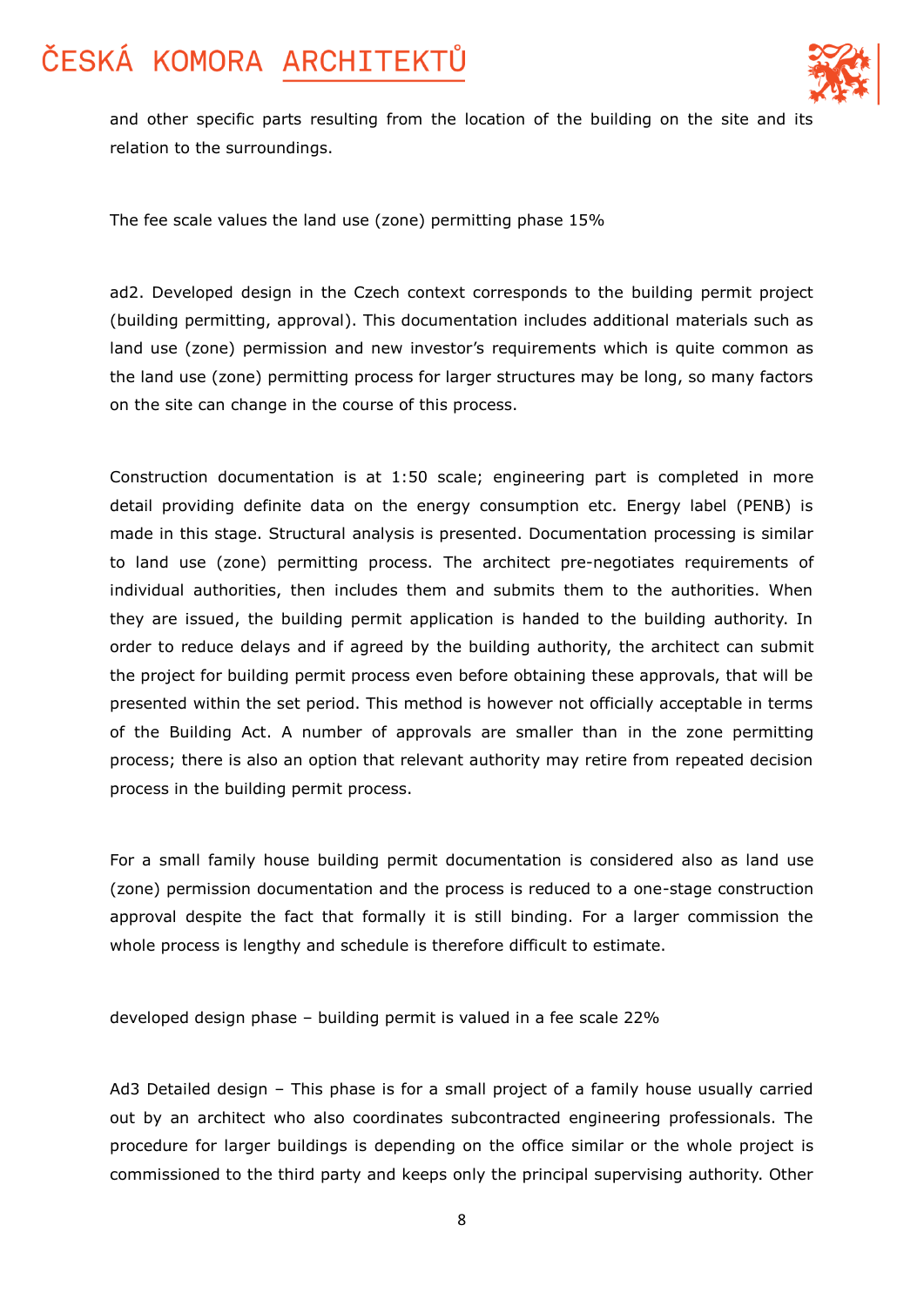and other specific parts resulting from the location of the building on the site and its relation to the surroundings.

The fee scale values the land use (zone) permitting phase 15%

ad2. Developed design in the Czech context corresponds to the building permit project (building permitting, approval). This documentation includes additional materials such as land use (zone) permission and new investor's requirements which is quite common as the land use (zone) permitting process for larger structures may be long, so many factors on the site can change in the course of this process.

Construction documentation is at 1:50 scale; engineering part is completed in more detail providing definite data on the energy consumption etc. Energy label (PENB) is made in this stage. Structural analysis is presented. Documentation processing is similar to land use (zone) permitting process. The architect pre-negotiates requirements of individual authorities, then includes them and submits them to the authorities. When they are issued, the building permit application is handed to the building authority. In order to reduce delays and if agreed by the building authority, the architect can submit the project for building permit process even before obtaining these approvals, that will be presented within the set period. This method is however not officially acceptable in terms of the Building Act. A number of approvals are smaller than in the zone permitting process; there is also an option that relevant authority may retire from repeated decision process in the building permit process.

For a small family house building permit documentation is considered also as land use (zone) permission documentation and the process is reduced to a one-stage construction approval despite the fact that formally it is still binding. For a larger commission the whole process is lengthy and schedule is therefore difficult to estimate.

developed design phase – building permit is valued in a fee scale 22%

Ad3 Detailed design – This phase is for a small project of a family house usually carried out by an architect who also coordinates subcontracted engineering professionals. The procedure for larger buildings is depending on the office similar or the whole project is commissioned to the third party and keeps only the principal supervising authority. Other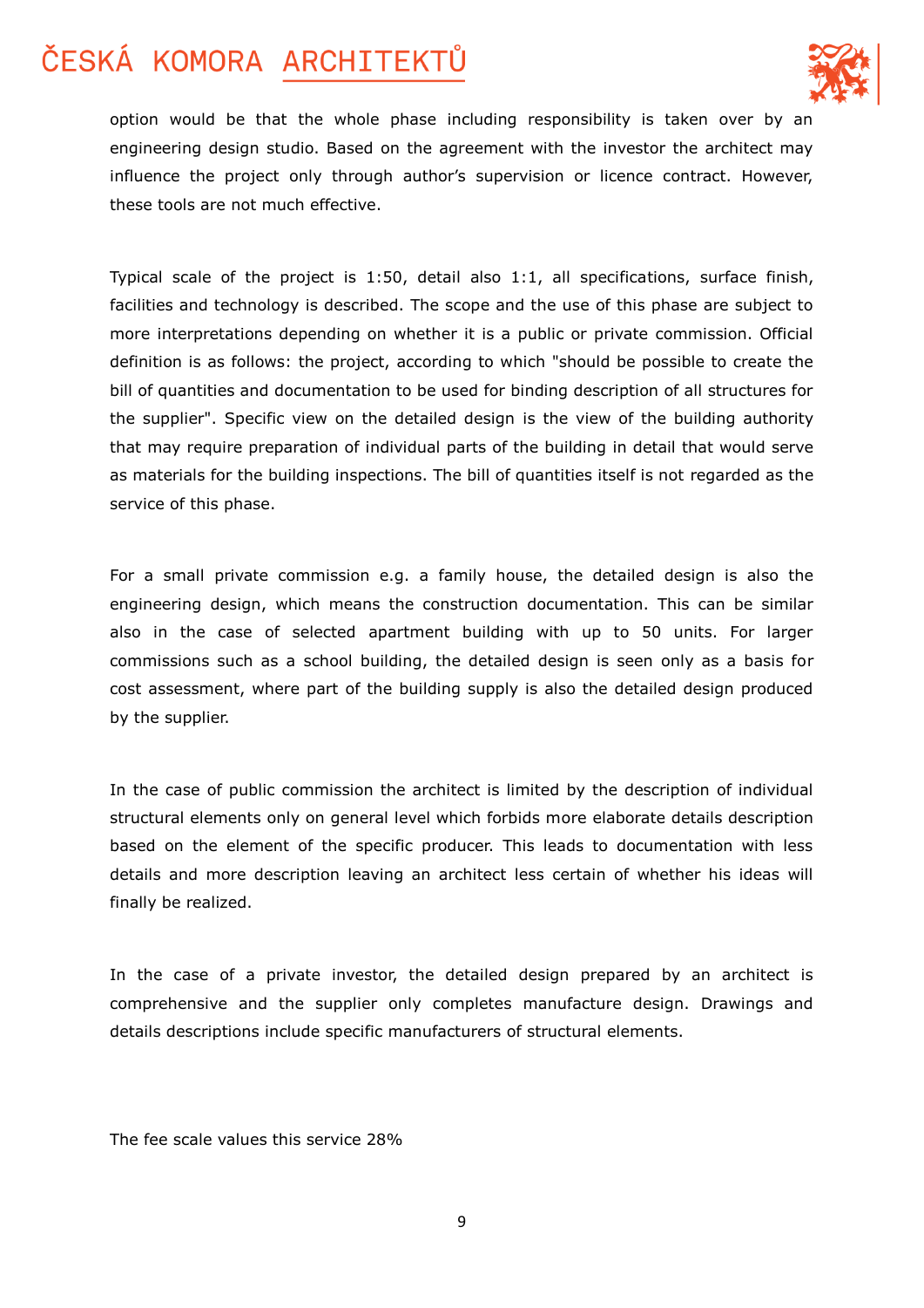option would be that the whole phase including responsibility is taken over by an engineering design studio. Based on the agreement with the investor the architect may influence the project only through author's supervision or licence contract. However, these tools are not much effective.

Typical scale of the project is 1:50, detail also 1:1, all specifications, surface finish, facilities and technology is described. The scope and the use of this phase are subject to more interpretations depending on whether it is a public or private commission. Official definition is as follows: the project, according to which "should be possible to create the bill of quantities and documentation to be used for binding description of all structures for the supplier". Specific view on the detailed design is the view of the building authority that may require preparation of individual parts of the building in detail that would serve as materials for the building inspections. The bill of quantities itself is not regarded as the service of this phase.

For a small private commission e.g. a family house, the detailed design is also the engineering design, which means the construction documentation. This can be similar also in the case of selected apartment building with up to 50 units. For larger commissions such as a school building, the detailed design is seen only as a basis for cost assessment, where part of the building supply is also the detailed design produced by the supplier.

In the case of public commission the architect is limited by the description of individual structural elements only on general level which forbids more elaborate details description based on the element of the specific producer. This leads to documentation with less details and more description leaving an architect less certain of whether his ideas will finally be realized.

In the case of a private investor, the detailed design prepared by an architect is comprehensive and the supplier only completes manufacture design. Drawings and details descriptions include specific manufacturers of structural elements.

The fee scale values this service 28%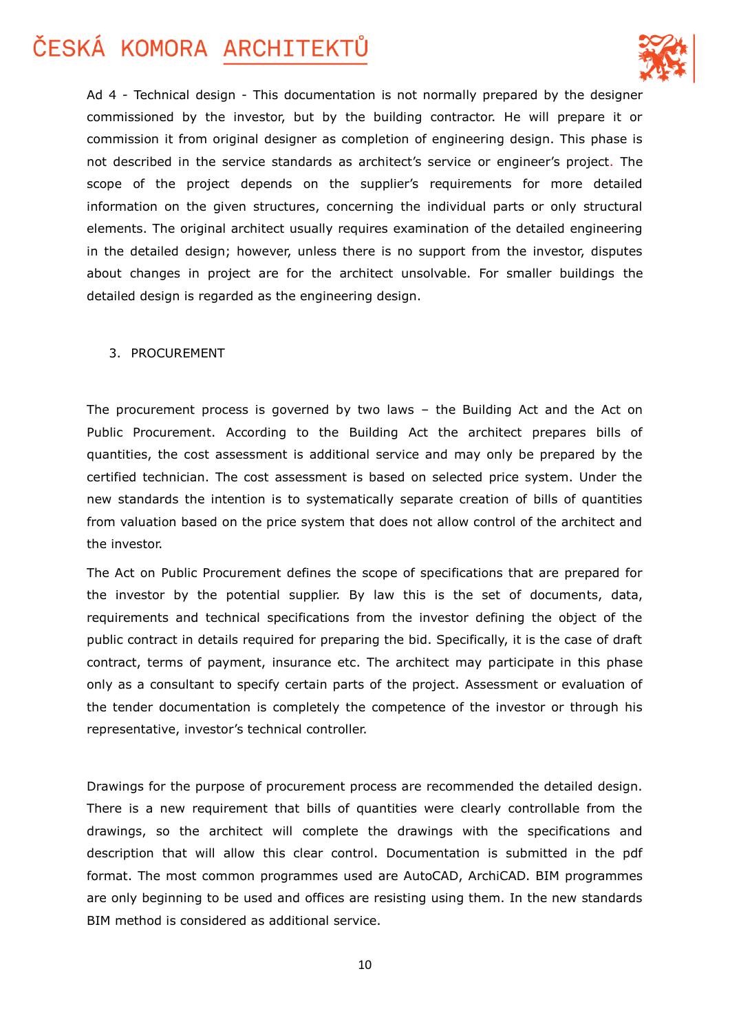Ad 4 - Technical design - This documentation is not normally prepared by the designer commissioned by the investor, but by the building contractor. He will prepare it or commission it from original designer as completion of engineering design. This phase is not described in the service standards as architect's service or engineer's project. The scope of the project depends on the supplier's requirements for more detailed information on the given structures, concerning the individual parts or only structural elements. The original architect usually requires examination of the detailed engineering in the detailed design; however, unless there is no support from the investor, disputes about changes in project are for the architect unsolvable. For smaller buildings the detailed design is regarded as the engineering design.

3. PROCUREMENT

The procurement process is governed by two laws – the Building Act and the Act on Public Procurement. According to the Building Act the architect prepares bills of quantities, the cost assessment is additional service and may only be prepared by the certified technician. The cost assessment is based on selected price system. Under the new standards the intention is to systematically separate creation of bills of quantities from valuation based on the price system that does not allow control of the architect and the investor.

The Act on Public Procurement defines the scope of specifications that are prepared for the investor by the potential supplier. By law this is the set of documents, data, requirements and technical specifications from the investor defining the object of the public contract in details required for preparing the bid. Specifically, it is the case of draft contract, terms of payment, insurance etc. The architect may participate in this phase only as a consultant to specify certain parts of the project. Assessment or evaluation of the tender documentation is completely the competence of the investor or through his representative, investor's technical controller.

Drawings for the purpose of procurement process are recommended the detailed design. There is a new requirement that bills of quantities were clearly controllable from the drawings, so the architect will complete the drawings with the specifications and description that will allow this clear control. Documentation is submitted in the pdf format. The most common programmes used are AutoCAD, ArchiCAD. BIM programmes are only beginning to be used and offices are resisting using them. In the new standards BIM method is considered as additional service.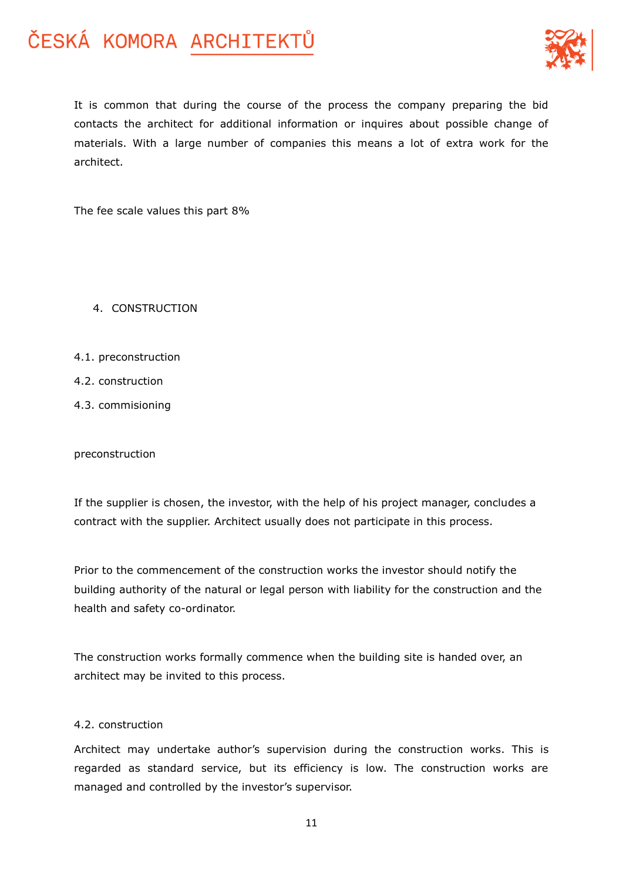It is common that during the course of the process the company preparing the bid contacts the architect for additional information or inquires about possible change of materials. With a large number of companies this means a lot of extra work for the architect.

The fee scale values this part 8%

## 4. CONSTRUCTION

4.1. preconstruction

4.2. construction

4.3. commisioning

### preconstruction

If the supplier is chosen, the investor, with the help of his project manager, concludes a contract with the supplier. Architect usually does not participate in this process.

Prior to the commencement of the construction works the investor should notify the building authority of the natural or legal person with liability for the construction and the health and safety co-ordinator.

The construction works formally commence when the building site is handed over, an architect may be invited to this process.

### 4.2. construction

Architect may undertake author's supervision during the construction works. This is regarded as standard service, but its efficiency is low. The construction works are managed and controlled by the investor's supervisor.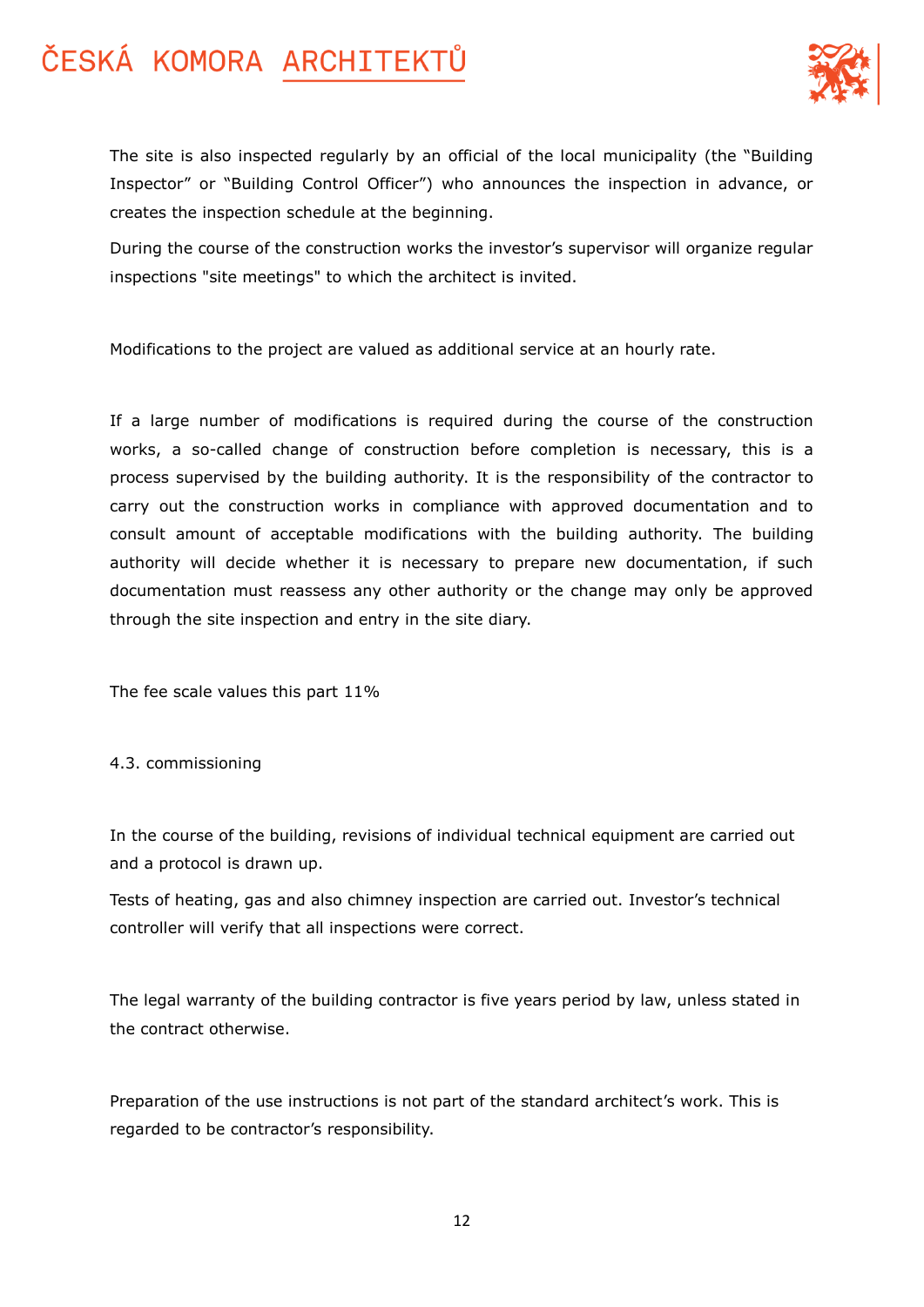The site is also inspected regularly by an official of the local municipality (the "Building Inspector" or "Building Control Officer") who announces the inspection in advance, or creates the inspection schedule at the beginning.

During the course of the construction works the investor's supervisor will organize regular inspections "site meetings" to which the architect is invited.

Modifications to the project are valued as additional service at an hourly rate.

If a large number of modifications is required during the course of the construction works, a so-called change of construction before completion is necessary, this is a process supervised by the building authority. It is the responsibility of the contractor to carry out the construction works in compliance with approved documentation and to consult amount of acceptable modifications with the building authority. The building authority will decide whether it is necessary to prepare new documentation, if such documentation must reassess any other authority or the change may only be approved through the site inspection and entry in the site diary.

The fee scale values this part 11%

4.3. commissioning

In the course of the building, revisions of individual technical equipment are carried out and a protocol is drawn up.

Tests of heating, gas and also chimney inspection are carried out. Investor's technical controller will verify that all inspections were correct.

The legal warranty of the building contractor is five years period by law, unless stated in the contract otherwise.

Preparation of the use instructions is not part of the standard architect's work. This is regarded to be contractor's responsibility.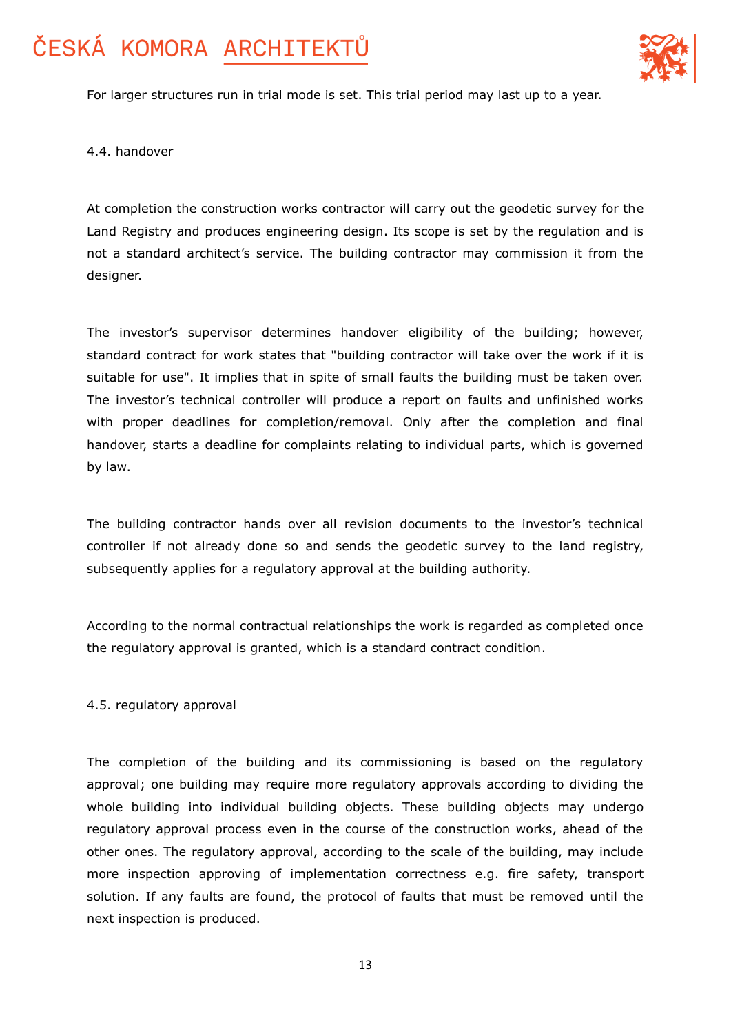For larger structures run in trial mode is set. This trial period may last up to a year.

### 4.4. handover

At completion the construction works contractor will carry out the geodetic survey for the Land Registry and produces engineering design. Its scope is set by the regulation and is not a standard architect's service. The building contractor may commission it from the designer.

The investor's supervisor determines handover eligibility of the building; however, standard contract for work states that "building contractor will take over the work if it is suitable for use". It implies that in spite of small faults the building must be taken over. The investor's technical controller will produce a report on faults and unfinished works with proper deadlines for completion/removal. Only after the completion and final handover, starts a deadline for complaints relating to individual parts, which is governed by law.

The building contractor hands over all revision documents to the investor's technical controller if not already done so and sends the geodetic survey to the land registry, subsequently applies for a regulatory approval at the building authority.

According to the normal contractual relationships the work is regarded as completed once the regulatory approval is granted, which is a standard contract condition.

### 4.5. regulatory approval

The completion of the building and its commissioning is based on the regulatory approval; one building may require more regulatory approvals according to dividing the whole building into individual building objects. These building objects may undergo regulatory approval process even in the course of the construction works, ahead of the other ones. The regulatory approval, according to the scale of the building, may include more inspection approving of implementation correctness e.g. fire safety, transport solution. If any faults are found, the protocol of faults that must be removed until the next inspection is produced.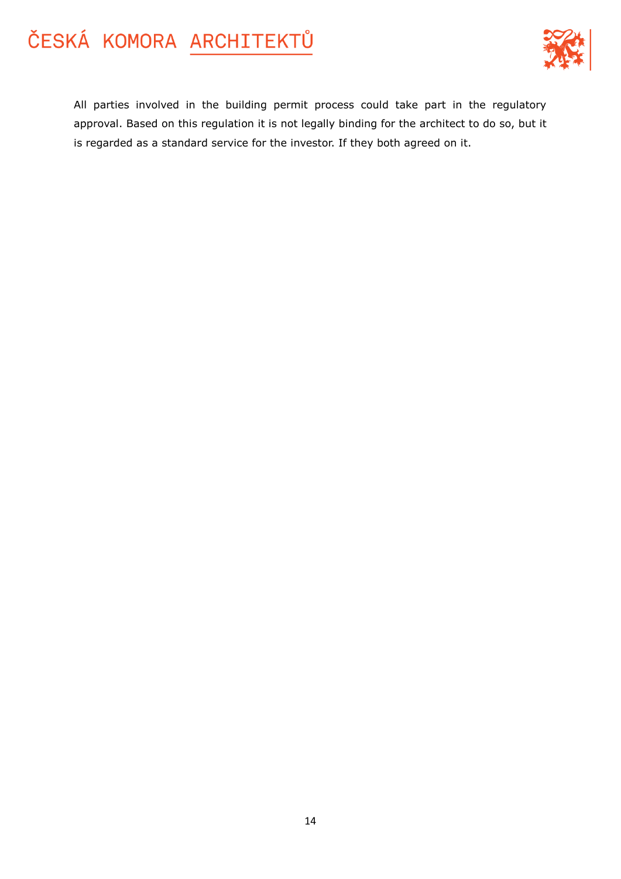All parties involved in the building permit process could take part in the regulatory approval. Based on this regulation it is not legally binding for the architect to do so, but it is regarded as a standard service for the investor. If they both agreed on it.